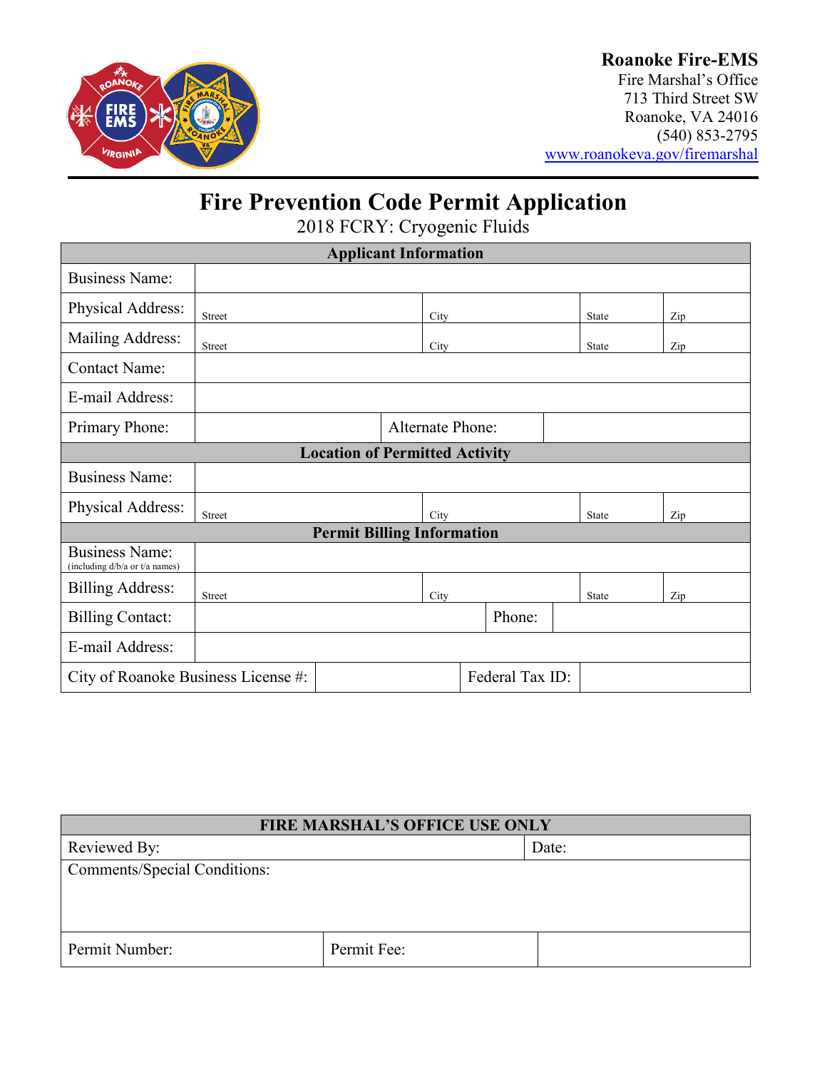**Roanoke Fire-EMS**
Fire Marshal's Office
713 Third Street SW
Roanoke, VA 24016
(540) 853-2795
www.roanokeva.gov/firemarshal

# Fire Prevention Code Permit Application

2018 FCRY: Cryogenic Fluids

| Applicant Information | | | | |
|---|---|---|---|---|
| Business Name: | | | | |
| Physical Address: | Street | City | State | Zip |
| Mailing Address: | Street | City | State | Zip |
| Contact Name: | | | | |
| E-mail Address: | | | | |
| Primary Phone: | | Alternate Phone: | | |
| **Location of Permitted Activity** | | | | |
| Business Name: | | | | |
| Physical Address: | Street | City | State | Zip |
| **Permit Billing Information** | | | | |
| Business Name: (including d/b/a or t/a names) | | | | |
| Billing Address: | Street | City | State | Zip |
| Billing Contact: | | Phone: | | |
| E-mail Address: | | | | |
| City of Roanoke Business License #: | | Federal Tax ID: | | |

| FIRE MARSHAL'S OFFICE USE ONLY | | |
|---|---|---|
| Reviewed By: | | Date: |
| Comments/Special Conditions: | | |
| Permit Number: | Permit Fee: | |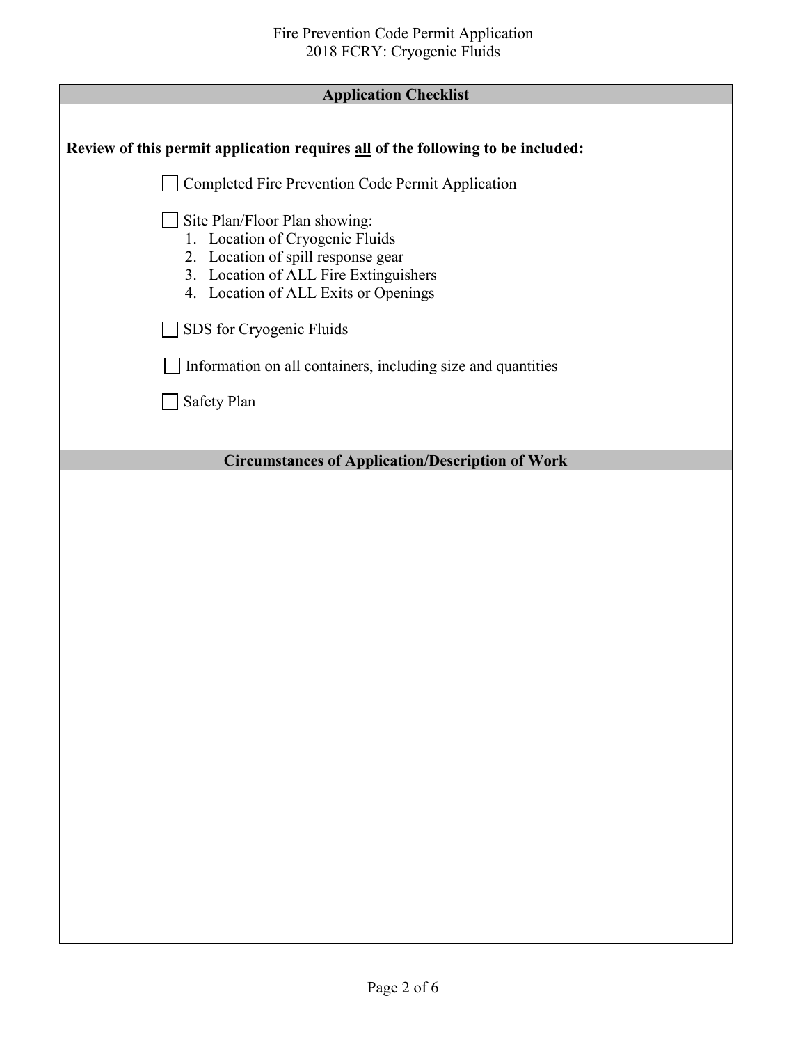## Application Checklist

**Review of this permit application requires all of the following to be included:**

- [ ] Completed Fire Prevention Code Permit Application
- [ ] Site Plan/Floor Plan showing:
  1. Location of Cryogenic Fluids
  2. Location of spill response gear
  3. Location of ALL Fire Extinguishers
  4. Location of ALL Exits or Openings
- [ ] SDS for Cryogenic Fluids
- [ ] Information on all containers, including size and quantities
- [ ] Safety Plan

## Circumstances of Application/Description of Work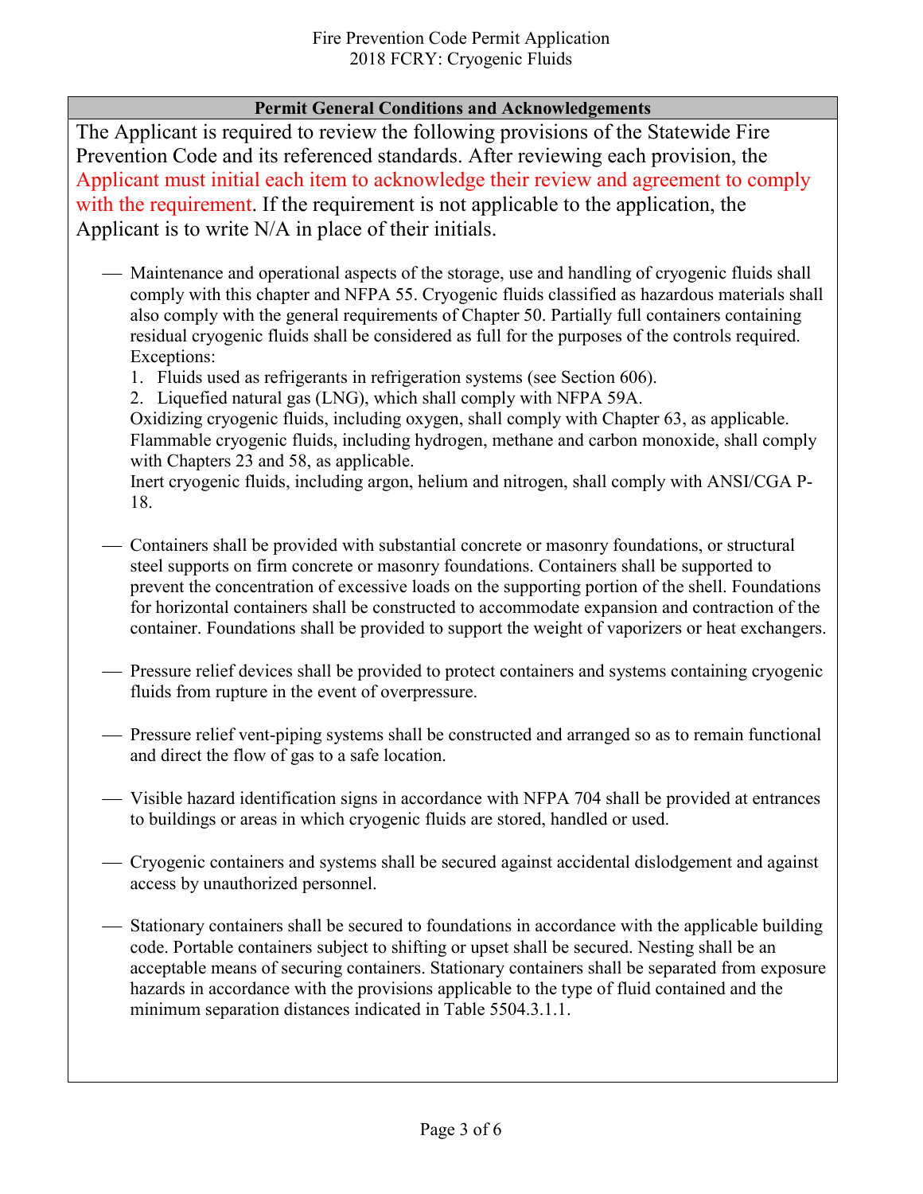Fire Prevention Code Permit Application
2018 FCRY: Cryogenic Fluids

## Permit General Conditions and Acknowledgements

The Applicant is required to review the following provisions of the Statewide Fire Prevention Code and its referenced standards. After reviewing each provision, the Applicant must initial each item to acknowledge their review and agreement to comply with the requirement. If the requirement is not applicable to the application, the Applicant is to write N/A in place of their initials.

___ Maintenance and operational aspects of the storage, use and handling of cryogenic fluids shall comply with this chapter and NFPA 55. Cryogenic fluids classified as hazardous materials shall also comply with the general requirements of Chapter 50. Partially full containers containing residual cryogenic fluids shall be considered as full for the purposes of the controls required. Exceptions:

1. Fluids used as refrigerants in refrigeration systems (see Section 606).
2. Liquefied natural gas (LNG), which shall comply with NFPA 59A.

Oxidizing cryogenic fluids, including oxygen, shall comply with Chapter 63, as applicable. Flammable cryogenic fluids, including hydrogen, methane and carbon monoxide, shall comply with Chapters 23 and 58, as applicable.
Inert cryogenic fluids, including argon, helium and nitrogen, shall comply with ANSI/CGA P-18.

___ Containers shall be provided with substantial concrete or masonry foundations, or structural steel supports on firm concrete or masonry foundations. Containers shall be supported to prevent the concentration of excessive loads on the supporting portion of the shell. Foundations for horizontal containers shall be constructed to accommodate expansion and contraction of the container. Foundations shall be provided to support the weight of vaporizers or heat exchangers.

___ Pressure relief devices shall be provided to protect containers and systems containing cryogenic fluids from rupture in the event of overpressure.

___ Pressure relief vent-piping systems shall be constructed and arranged so as to remain functional and direct the flow of gas to a safe location.

___ Visible hazard identification signs in accordance with NFPA 704 shall be provided at entrances to buildings or areas in which cryogenic fluids are stored, handled or used.

___ Cryogenic containers and systems shall be secured against accidental dislodgement and against access by unauthorized personnel.

___ Stationary containers shall be secured to foundations in accordance with the applicable building code. Portable containers subject to shifting or upset shall be secured. Nesting shall be an acceptable means of securing containers. Stationary containers shall be separated from exposure hazards in accordance with the provisions applicable to the type of fluid contained and the minimum separation distances indicated in Table 5504.3.1.1.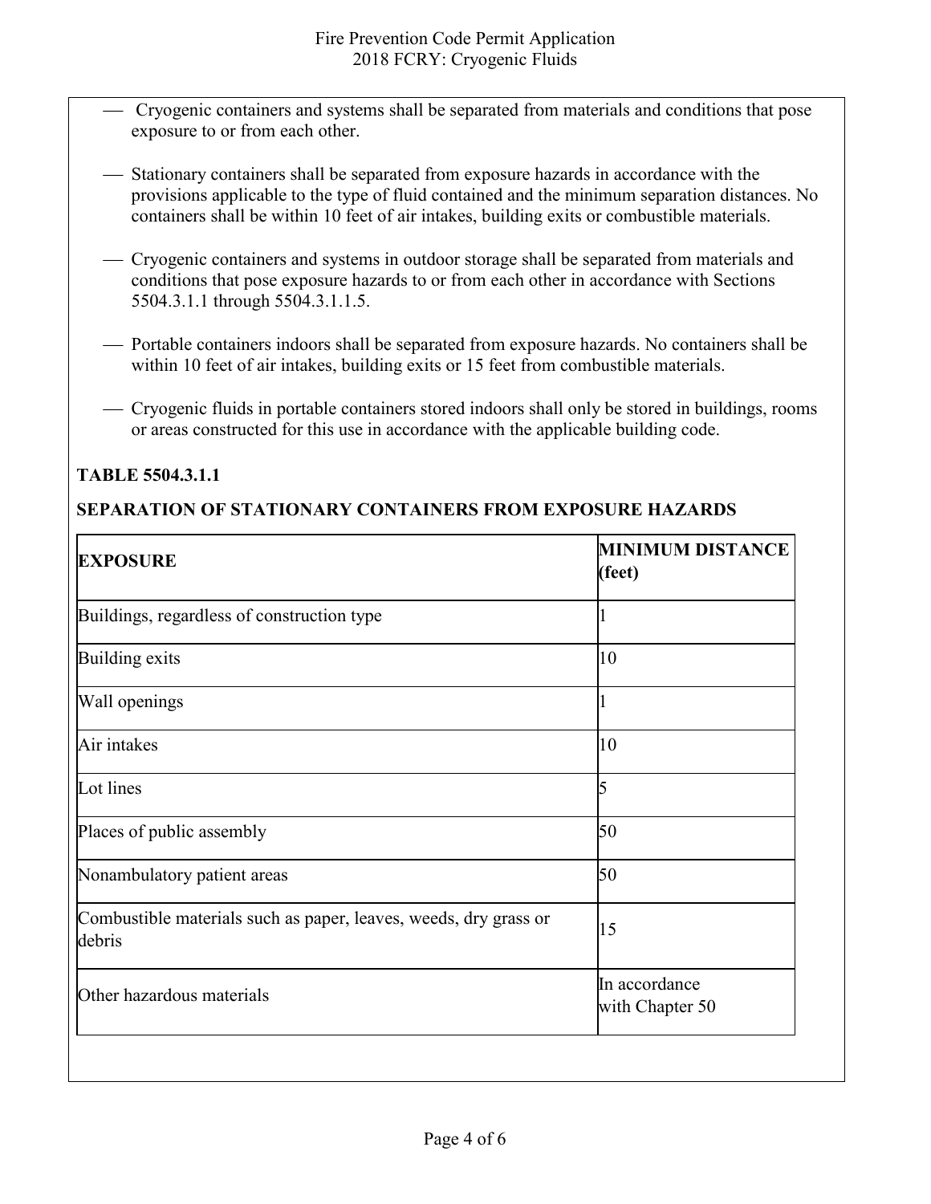- Cryogenic containers and systems shall be separated from materials and conditions that pose exposure to or from each other.
- Stationary containers shall be separated from exposure hazards in accordance with the provisions applicable to the type of fluid contained and the minimum separation distances. No containers shall be within 10 feet of air intakes, building exits or combustible materials.
- Cryogenic containers and systems in outdoor storage shall be separated from materials and conditions that pose exposure hazards to or from each other in accordance with Sections 5504.3.1.1 through 5504.3.1.1.5.
- Portable containers indoors shall be separated from exposure hazards. No containers shall be within 10 feet of air intakes, building exits or 15 feet from combustible materials.
- Cryogenic fluids in portable containers stored indoors shall only be stored in buildings, rooms or areas constructed for this use in accordance with the applicable building code.

**TABLE 5504.3.1.1**

**SEPARATION OF STATIONARY CONTAINERS FROM EXPOSURE HAZARDS**

| **EXPOSURE** | **MINIMUM DISTANCE (feet)** |
|---|---|
| Buildings, regardless of construction type | 1 |
| Building exits | 10 |
| Wall openings | 1 |
| Air intakes | 10 |
| Lot lines | 5 |
| Places of public assembly | 50 |
| Nonambulatory patient areas | 50 |
| Combustible materials such as paper, leaves, weeds, dry grass or debris | 15 |
| Other hazardous materials | In accordance with Chapter 50 |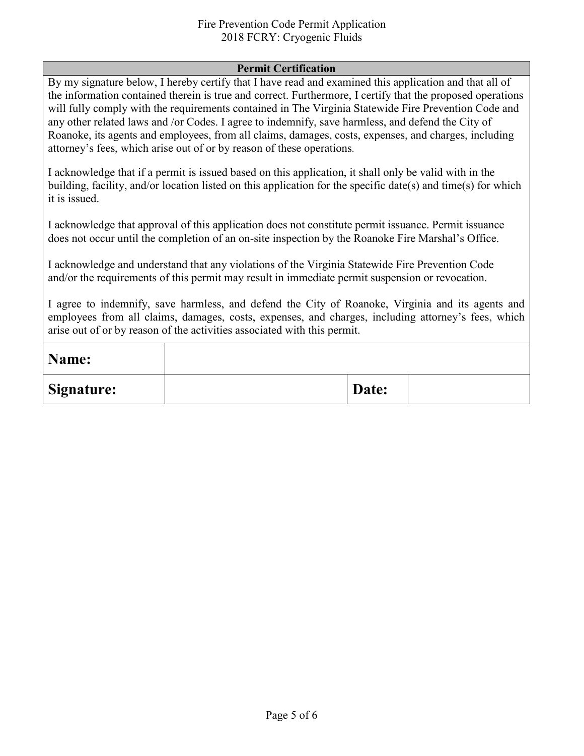## Permit Certification

By my signature below, I hereby certify that I have read and examined this application and that all of the information contained therein is true and correct. Furthermore, I certify that the proposed operations will fully comply with the requirements contained in The Virginia Statewide Fire Prevention Code and any other related laws and /or Codes. I agree to indemnify, save harmless, and defend the City of Roanoke, its agents and employees, from all claims, damages, costs, expenses, and charges, including attorney's fees, which arise out of or by reason of these operations.

I acknowledge that if a permit is issued based on this application, it shall only be valid with in the building, facility, and/or location listed on this application for the specific date(s) and time(s) for which it is issued.

I acknowledge that approval of this application does not constitute permit issuance. Permit issuance does not occur until the completion of an on-site inspection by the Roanoke Fire Marshal's Office.

I acknowledge and understand that any violations of the Virginia Statewide Fire Prevention Code and/or the requirements of this permit may result in immediate permit suspension or revocation.

I agree to indemnify, save harmless, and defend the City of Roanoke, Virginia and its agents and employees from all claims, damages, costs, expenses, and charges, including attorney's fees, which arise out of or by reason of the activities associated with this permit.

| **Name:** | | | |
|---|---|---|---|
| **Signature:** | | **Date:** | |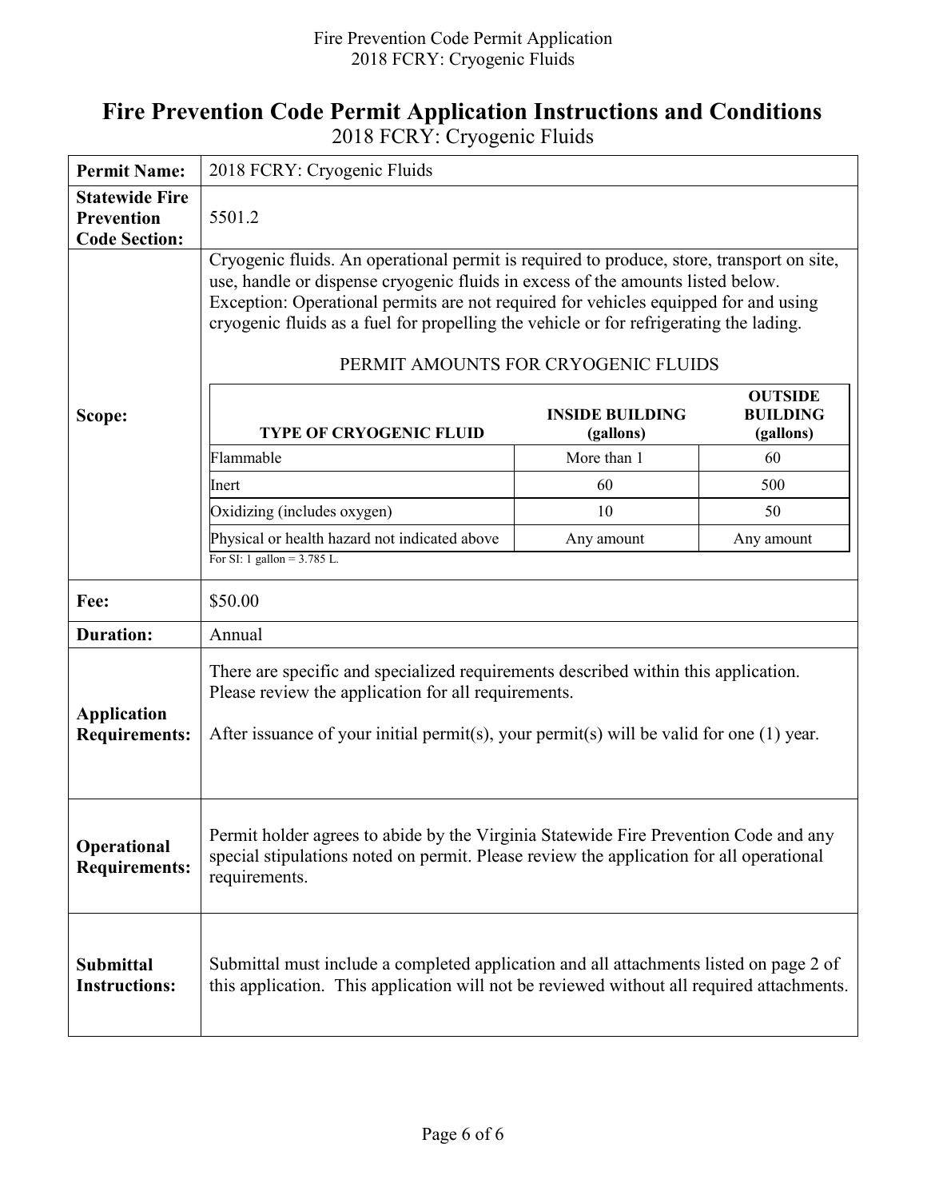# Fire Prevention Code Permit Application Instructions and Conditions

2018 FCRY: Cryogenic Fluids

| | |
|---|---|
| **Permit Name:** | 2018 FCRY: Cryogenic Fluids |
| **Statewide Fire Prevention Code Section:** | 5501.2 |
| **Scope:** | Cryogenic fluids. An operational permit is required to produce, store, transport on site, use, handle or dispense cryogenic fluids in excess of the amounts listed below. Exception: Operational permits are not required for vehicles equipped for and using cryogenic fluids as a fuel for propelling the vehicle or for refrigerating the lading. |
| **Fee:** | $50.00 |
| **Duration:** | Annual |
| **Application Requirements:** | There are specific and specialized requirements described within this application. Please review the application for all requirements. After issuance of your initial permit(s), your permit(s) will be valid for one (1) year. |
| **Operational Requirements:** | Permit holder agrees to abide by the Virginia Statewide Fire Prevention Code and any special stipulations noted on permit. Please review the application for all operational requirements. |
| **Submittal Instructions:** | Submittal must include a completed application and all attachments listed on page 2 of this application. This application will not be reviewed without all required attachments. |

PERMIT AMOUNTS FOR CRYOGENIC FLUIDS

| TYPE OF CRYOGENIC FLUID | INSIDE BUILDING (gallons) | OUTSIDE BUILDING (gallons) |
|---|---|---|
| Flammable | More than 1 | 60 |
| Inert | 60 | 500 |
| Oxidizing (includes oxygen) | 10 | 50 |
| Physical or health hazard not indicated above | Any amount | Any amount |

For SI: 1 gallon = 3.785 L.